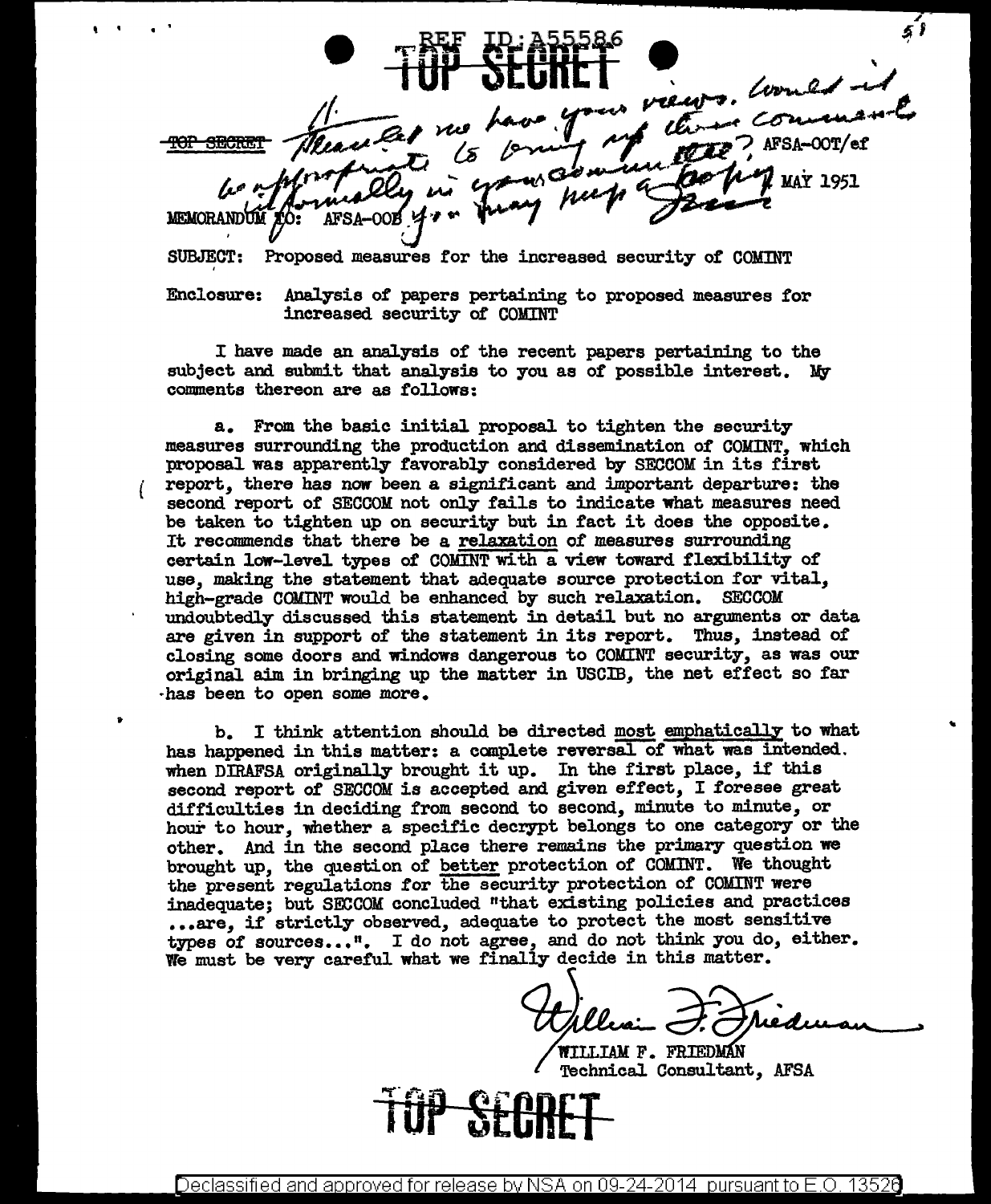REF ID:A55586

TOP SECRET

TOP SECRET

Please let me have your views. Would it be appropriate to bring up these comments unofficially in your committee? You may keep a copy. Isaac

AFSA-00T/ef

MAY 1951

MEMORANDUM TO: AFSA-00B

SUBJECT: Proposed measures for the increased security of COMINT

Enclosure: Analysis of papers pertaining to proposed measures for increased security of COMINT

I have made an analysis of the recent papers pertaining to the subject and submit that analysis to you as of possible interest. My comments thereon are as follows:

a. From the basic initial proposal to tighten the security measures surrounding the production and dissemination of COMINT, which proposal was apparently favorably considered by SECCOM in its first report, there has now been a significant and important departure: the second report of SECCOM not only fails to indicate what measures need be taken to tighten up on security but in fact it does the opposite. It recommends that there be a relaxation of measures surrounding certain low-level types of COMINT with a view toward flexibility of use, making the statement that adequate source protection for vital, high-grade COMINT would be enhanced by such relaxation. SECCOM undoubtedly discussed this statement in detail but no arguments or data are given in support of the statement in its report. Thus, instead of closing some doors and windows dangerous to COMINT security, as was our original aim in bringing up the matter in USCIB, the net effect so far has been to open some more.

b. I think attention should be directed most emphatically to what has happened in this matter: a complete reversal of what was intended when DIRAFSA originally brought it up. In the first place, if this second report of SECCOM is accepted and given effect, I foresee great difficulties in deciding from second to second, minute to minute, or hour to hour, whether a specific decrypt belongs to one category or the other. And in the second place there remains the primary question we brought up, the question of better protection of COMINT. We thought the present regulations for the security protection of COMINT were inadequate; but SECCOM concluded "that existing policies and practices ...are, if strictly observed, adequate to protect the most sensitive types of sources...". I do not agree, and do not think you do, either. We must be very careful what we finally decide in this matter.

William F. Friedman

WILLIAM F. FRIEDMAN
Technical Consultant, AFSA

TOP SECRET

Declassified and approved for release by NSA on 09-24-2014 pursuant to E.O. 13526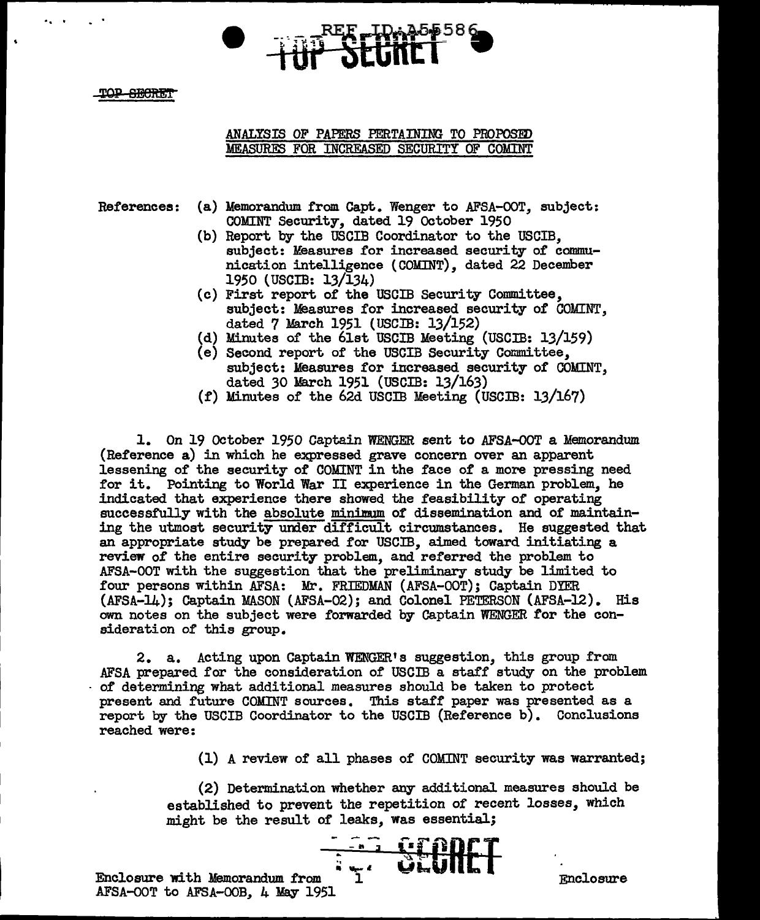TOP SECRET

ANALYSIS OF PAPERS PERTAINING TO PROPOSED MEASURES FOR INCREASED SECURITY OF COMINT

References:
- (a) Memorandum from Capt. Wenger to AFSA-OOT, subject: COMINT Security, dated 19 October 1950
- (b) Report by the USCIB Coordinator to the USCIB, subject: Measures for increased security of communication intelligence (COMINT), dated 22 December 1950 (USCIB: 13/134)
- (c) First report of the USCIB Security Committee, subject: Measures for increased security of COMINT, dated 7 March 1951 (USCIB: 13/152)
- (d) Minutes of the 61st USCIB Meeting (USCIB: 13/159)
- (e) Second report of the USCIB Security Committee, subject: Measures for increased security of COMINT, dated 30 March 1951 (USCIB: 13/163)
- (f) Minutes of the 62d USCIB Meeting (USCIB: 13/167)

1. On 19 October 1950 Captain WENGER sent to AFSA-OOT a Memorandum (Reference a) in which he expressed grave concern over an apparent lessening of the security of COMINT in the face of a more pressing need for it. Pointing to World War II experience in the German problem, he indicated that experience there showed the feasibility of operating successfully with the absolute minimum of dissemination and of maintaining the utmost security under difficult circumstances. He suggested that an appropriate study be prepared for USCIB, aimed toward initiating a review of the entire security problem, and referred the problem to AFSA-OOT with the suggestion that the preliminary study be limited to four persons within AFSA: Mr. FRIEDMAN (AFSA-OOT); Captain DYER (AFSA-14); Captain MASON (AFSA-02); and Colonel PETERSON (AFSA-12). His own notes on the subject were forwarded by Captain WENGER for the consideration of this group.

2. a. Acting upon Captain WENGER's suggestion, this group from AFSA prepared for the consideration of USCIB a staff study on the problem of determining what additional measures should be taken to protect present and future COMINT sources. This staff paper was presented as a report by the USCIB Coordinator to the USCIB (Reference b). Conclusions reached were:

(1) A review of all phases of COMINT security was warranted;

(2) Determination whether any additional measures should be established to prevent the repetition of recent losses, which might be the result of leaks, was essential;

Enclosure with Memorandum from AFSA-OOT to AFSA-OOB, 4 May 1951

Enclosure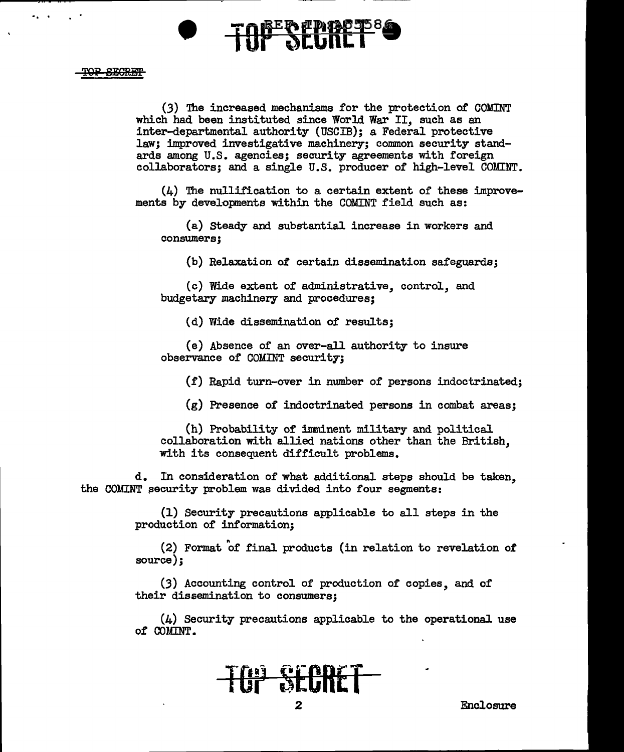(3) The increased mechanisms for the protection of COMINT which had been instituted since World War II, such as an inter-departmental authority (USCIB); a Federal protective law; improved investigative machinery; common security standards among U.S. agencies; security agreements with foreign collaborators; and a single U.S. producer of high-level COMINT.

(4) The nullification to a certain extent of these improvements by developments within the COMINT field such as:

(a) Steady and substantial increase in workers and consumers;

(b) Relaxation of certain dissemination safeguards;

(c) Wide extent of administrative, control, and budgetary machinery and procedures;

(d) Wide dissemination of results;

(e) Absence of an over-all authority to insure observance of COMINT security;

(f) Rapid turn-over in number of persons indoctrinated;

(g) Presence of indoctrinated persons in combat areas;

(h) Probability of imminent military and political collaboration with allied nations other than the British, with its consequent difficult problems.

d. In consideration of what additional steps should be taken, the COMINT security problem was divided into four segments:

(1) Security precautions applicable to all steps in the production of information;

(2) Format of final products (in relation to revelation of source);

(3) Accounting control of production of copies, and of their dissemination to consumers;

(4) Security precautions applicable to the operational use of COMINT.

Enclosure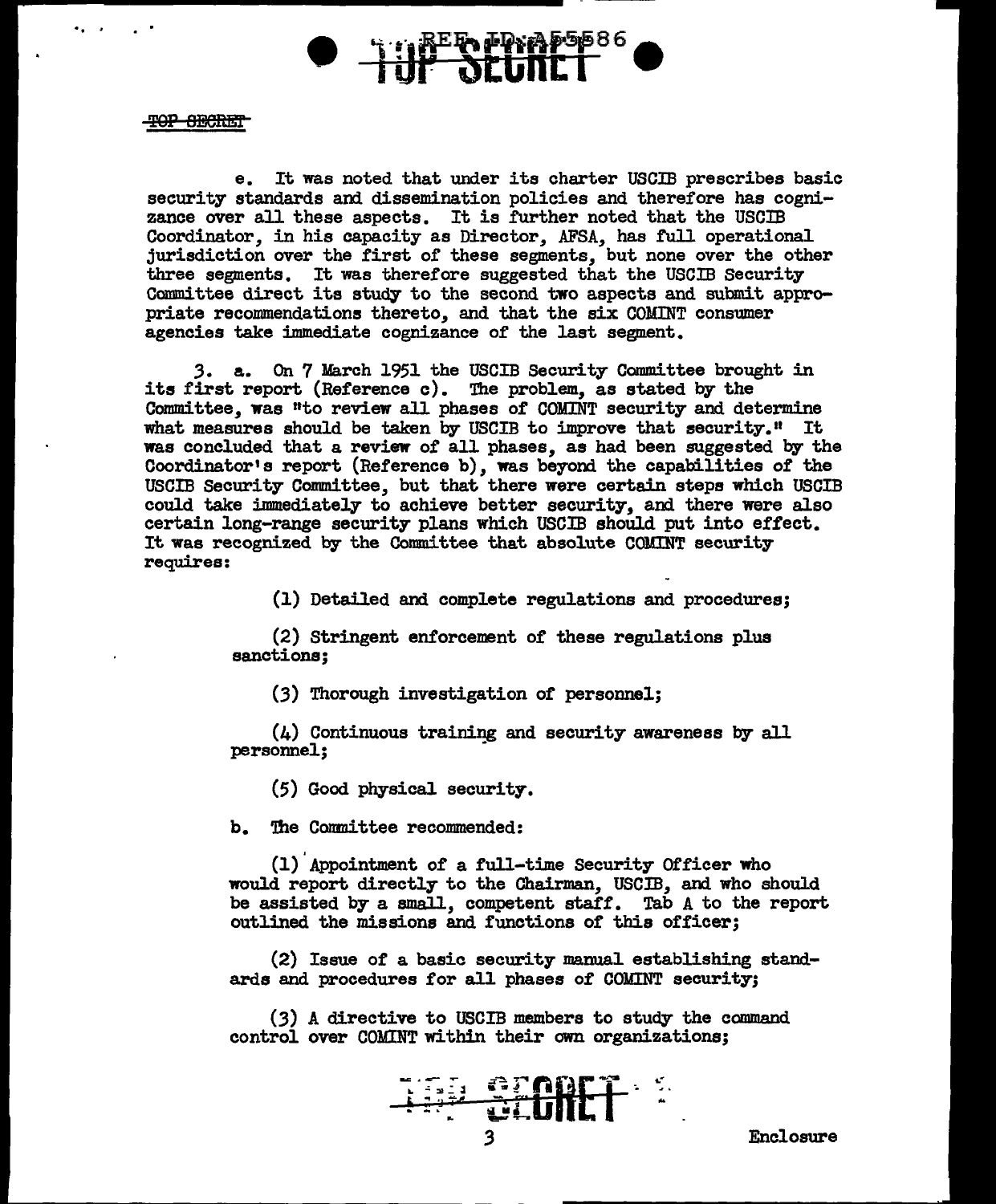e. It was noted that under its charter USCIB prescribes basic security standards and dissemination policies and therefore has cognizance over all these aspects. It is further noted that the USCIB Coordinator, in his capacity as Director, AFSA, has full operational jurisdiction over the first of these segments, but none over the other three segments. It was therefore suggested that the USCIB Security Committee direct its study to the second two aspects and submit appropriate recommendations thereto, and that the six COMINT consumer agencies take immediate cognizance of the last segment.

3. a. On 7 March 1951 the USCIB Security Committee brought in its first report (Reference c). The problem, as stated by the Committee, was "to review all phases of COMINT security and determine what measures should be taken by USCIB to improve that security." It was concluded that a review of all phases, as had been suggested by the Coordinator's report (Reference b), was beyond the capabilities of the USCIB Security Committee, but that there were certain steps which USCIB could take immediately to achieve better security, and there were also certain long-range security plans which USCIB should put into effect. It was recognized by the Committee that absolute COMINT security requires:

(1) Detailed and complete regulations and procedures;

(2) Stringent enforcement of these regulations plus sanctions;

(3) Thorough investigation of personnel;

(4) Continuous training and security awareness by all personnel;

(5) Good physical security.

b. The Committee recommended:

(1) Appointment of a full-time Security Officer who would report directly to the Chairman, USCIB, and who should be assisted by a small, competent staff. Tab A to the report outlined the missions and functions of this officer;

(2) Issue of a basic security manual establishing standards and procedures for all phases of COMINT security;

(3) A directive to USCIB members to study the command control over COMINT within their own organizations;

Enclosure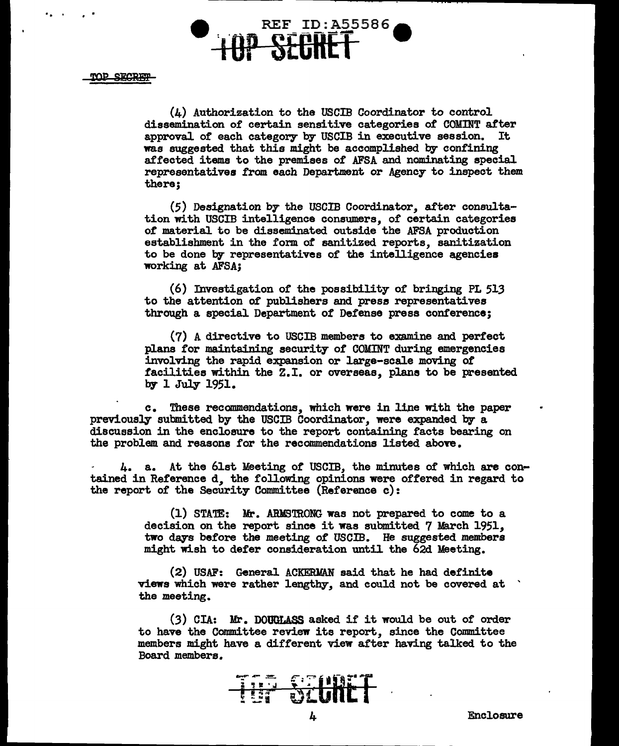(4) Authorization to the USCIB Coordinator to control dissemination of certain sensitive categories of COMINT after approval of each category by USCIB in executive session. It was suggested that this might be accomplished by confining affected items to the premises of AFSA and nominating special representatives from each Department or Agency to inspect them there;

(5) Designation by the USCIB Coordinator, after consultation with USCIB intelligence consumers, of certain categories of material to be disseminated outside the AFSA production establishment in the form of sanitized reports, sanitization to be done by representatives of the intelligence agencies working at AFSA;

(6) Investigation of the possibility of bringing PL 513 to the attention of publishers and press representatives through a special Department of Defense press conference;

(7) A directive to USCIB members to examine and perfect plans for maintaining security of COMINT during emergencies involving the rapid expansion or large-scale moving of facilities within the Z.I. or overseas, plans to be presented by 1 July 1951.

c. These recommendations, which were in line with the paper previously submitted by the USCIB Coordinator, were expanded by a discussion in the enclosure to the report containing facts bearing on the problem and reasons for the recommendations listed above.

4. a. At the 61st Meeting of USCIB, the minutes of which are contained in Reference d, the following opinions were offered in regard to the report of the Security Committee (Reference c):

(1) STATE: Mr. ARMSTRONG was not prepared to come to a decision on the report since it was submitted 7 March 1951, two days before the meeting of USCIB. He suggested members might wish to defer consideration until the 62d Meeting.

(2) USAF: General ACKERMAN said that he had definite views which were rather lengthy, and could not be covered at the meeting.

(3) CIA: Mr. DOUGLASS asked if it would be out of order to have the Committee review its report, since the Committee members might have a different view after having talked to the Board members.

Enclosure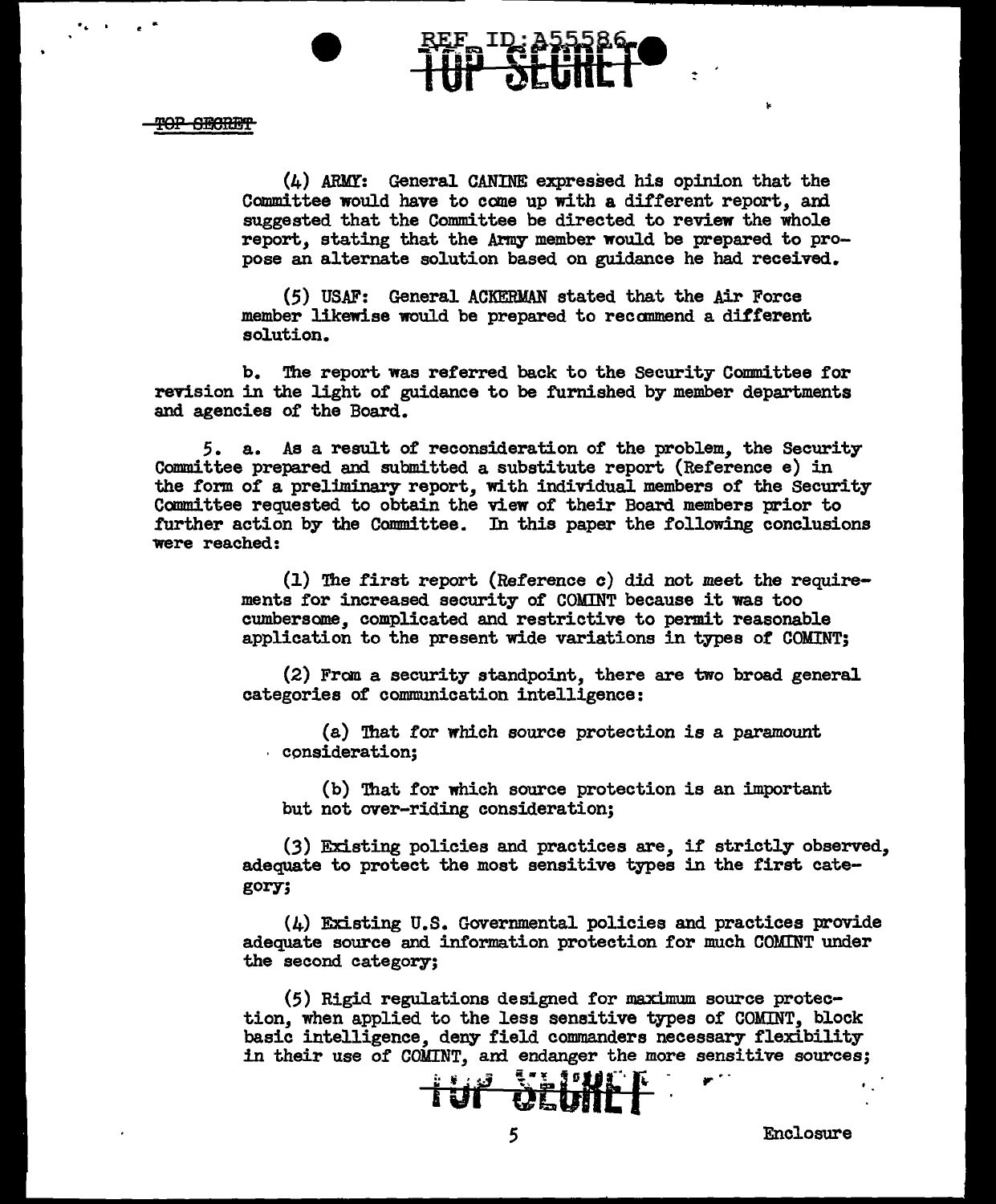(4) ARMY: General CANINE expressed his opinion that the Committee would have to come up with a different report, and suggested that the Committee be directed to review the whole report, stating that the Army member would be prepared to propose an alternate solution based on guidance he had received.

(5) USAF: General ACKERMAN stated that the Air Force member likewise would be prepared to recommend a different solution.

b. The report was referred back to the Security Committee for revision in the light of guidance to be furnished by member departments and agencies of the Board.

5. a. As a result of reconsideration of the problem, the Security Committee prepared and submitted a substitute report (Reference e) in the form of a preliminary report, with individual members of the Security Committee requested to obtain the view of their Board members prior to further action by the Committee. In this paper the following conclusions were reached:

(1) The first report (Reference c) did not meet the requirements for increased security of COMINT because it was too cumbersome, complicated and restrictive to permit reasonable application to the present wide variations in types of COMINT;

(2) From a security standpoint, there are two broad general categories of communication intelligence:

(a) That for which source protection is a paramount consideration;

(b) That for which source protection is an important but not over-riding consideration;

(3) Existing policies and practices are, if strictly observed, adequate to protect the most sensitive types in the first category;

(4) Existing U.S. Governmental policies and practices provide adequate source and information protection for much COMINT under the second category;

(5) Rigid regulations designed for maximum source protection, when applied to the less sensitive types of COMINT, block basic intelligence, deny field commanders necessary flexibility in their use of COMINT, and endanger the more sensitive sources;

Enclosure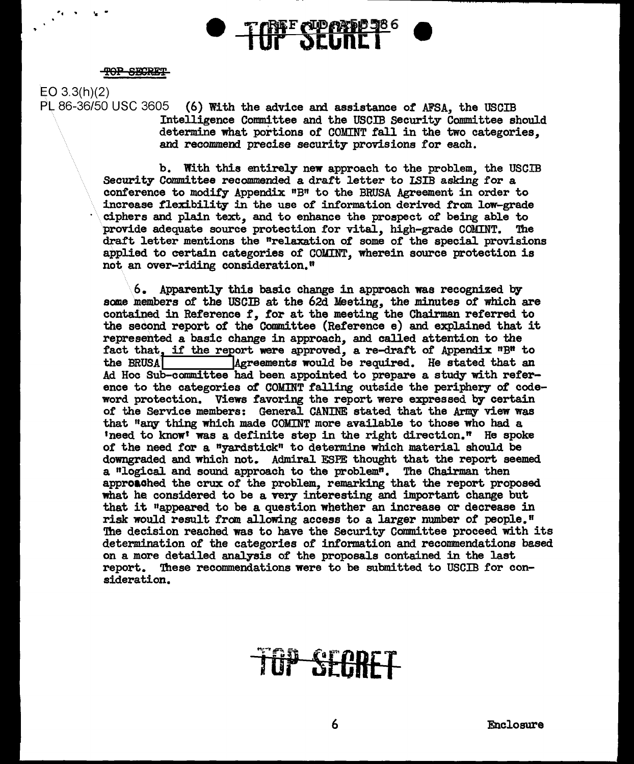TOP SECRET

EO 3.3(h)(2)
PL 86-36/50 USC 3605

(6) With the advice and assistance of AFSA, the USCIB Intelligence Committee and the USCIB Security Committee should determine what portions of COMINT fall in the two categories, and recommend precise security provisions for each.

b. With this entirely new approach to the problem, the USCIB Security Committee recommended a draft letter to LSIB asking for a conference to modify Appendix "B" to the BRUSA Agreement in order to increase flexibility in the use of information derived from low-grade ciphers and plain text, and to enhance the prospect of being able to provide adequate source protection for vital, high-grade COMINT. The draft letter mentions the "relaxation of some of the special provisions applied to certain categories of COMINT, wherein source protection is not an over-riding consideration."

6. Apparently this basic change in approach was recognized by some members of the USCIB at the 62d Meeting, the minutes of which are contained in Reference f, for at the meeting the Chairman referred to the second report of the Committee (Reference e) and explained that it represented a basic change in approach, and called attention to the fact that, if the report were approved, a re-draft of Appendix "B" to the BRUSA [ ] Agreements would be required. He stated that an Ad Hoc Sub-committee had been appointed to prepare a study with reference to the categories of COMINT falling outside the periphery of codeword protection. Views favoring the report were expressed by certain of the Service members: General CANINE stated that the Army view was that "any thing which made COMINT more available to those who had a 'need to know' was a definite step in the right direction." He spoke of the need for a "yardstick" to determine which material should be downgraded and which not. Admiral ESPE thought that the report seemed a "logical and sound approach to the problem". The Chairman then approached the crux of the problem, remarking that the report proposed what he considered to be a very interesting and important change but that it "appeared to be a question whether an increase or decrease in risk would result from allowing access to a larger number of people." The decision reached was to have the Security Committee proceed with its determination of the categories of information and recommendations based on a more detailed analysis of the proposals contained in the last report. These recommendations were to be submitted to USCIB for consideration.

TOP SECRET

Enclosure